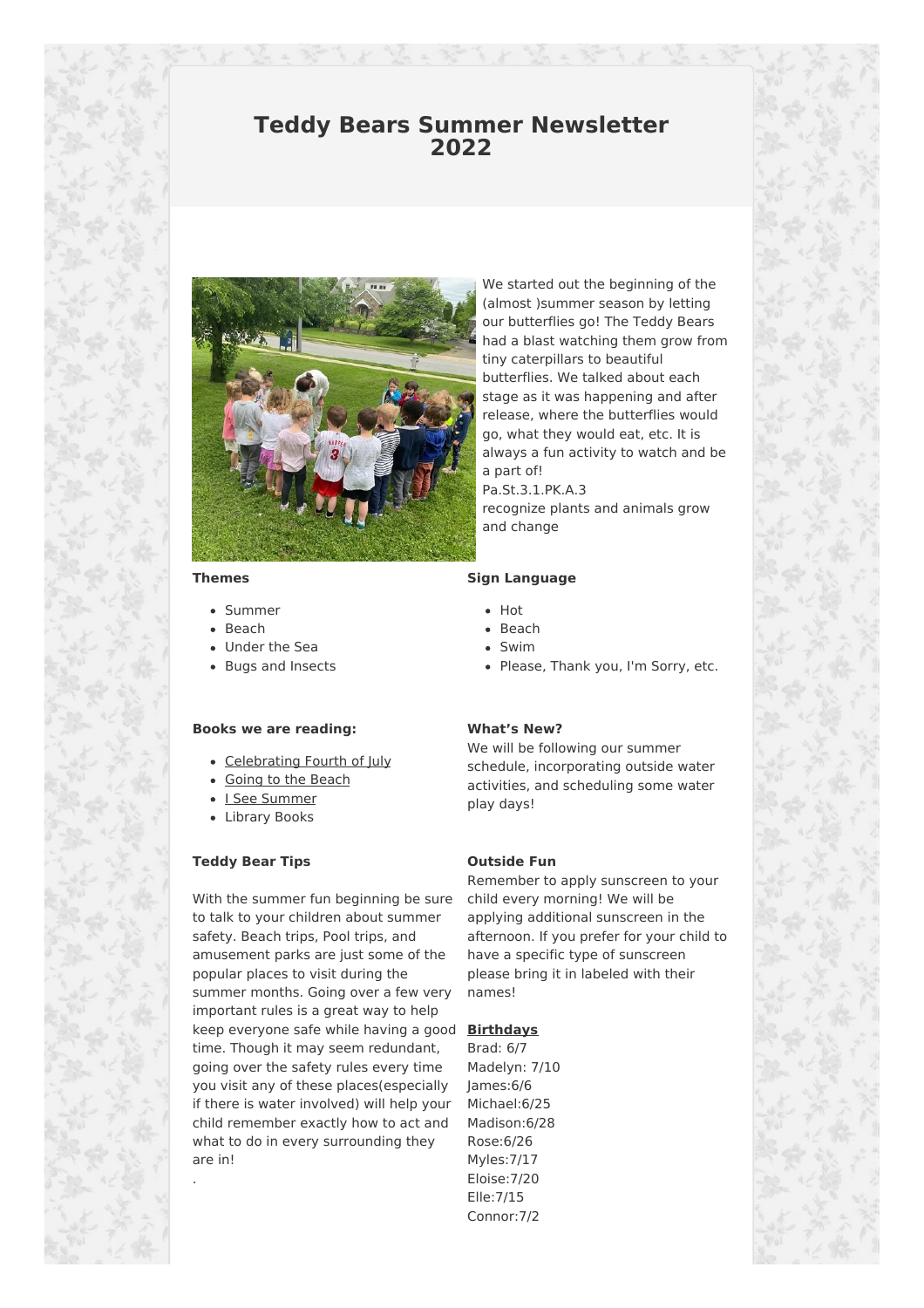# Teddy Bears Summer Newsletter 2022

We started out the beginning of the (almost )summer season by letting our butterflies go! The Teddy Bears had a blast watching them grow from tiny caterpillars to beautiful butterflies. We talked about each stage as it was happening and after release, where the butterflies would go, what they would eat, etc. It is always a fun activity to watch and be a part of!
Pa.St.3.1.PK.A.3
recognize plants and animals grow and change

**Themes**

- Summer
- Beach
- Under the Sea
- Bugs and Insects

**Sign Language**

- Hot
- Beach
- Swim
- Please, Thank you, I'm Sorry, etc.

**Books we are reading:**

- Celebrating Fourth of July
- Going to the Beach
- I See Summer
- Library Books

**What's New?**

We will be following our summer schedule, incorporating outside water activities, and scheduling some water play days!

**Teddy Bear Tips**

With the summer fun beginning be sure to talk to your children about summer safety. Beach trips, Pool trips, and amusement parks are just some of the popular places to visit during the summer months. Going over a few very important rules is a great way to help keep everyone safe while having a good time. Though it may seem redundant, going over the safety rules every time you visit any of these places(especially if there is water involved) will help your child remember exactly how to act and what to do in every surrounding they are in!

.

**Outside Fun**

Remember to apply sunscreen to your child every morning! We will be applying additional sunscreen in the afternoon. If you prefer for your child to have a specific type of sunscreen please bring it in labeled with their names!

**Birthdays**

Brad: 6/7
Madelyn: 7/10
James:6/6
Michael:6/25
Madison:6/28
Rose:6/26
Myles:7/17
Eloise:7/20
Elle:7/15
Connor:7/2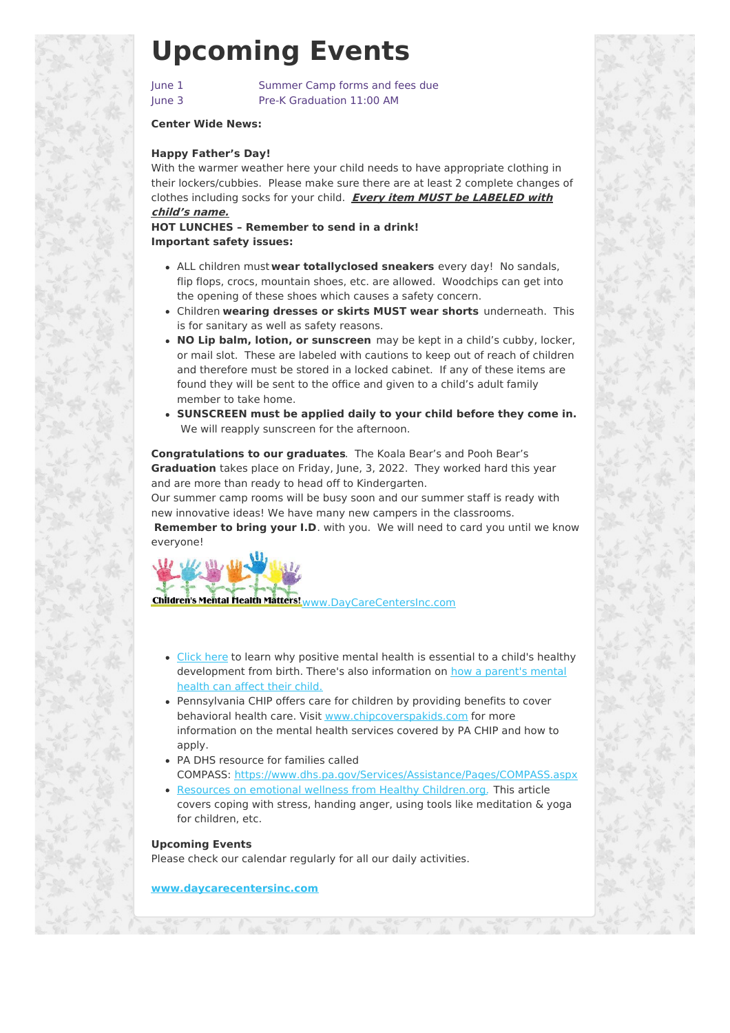# Upcoming Events

| | |
|---|---|
| June 1 | Summer Camp forms and fees due |
| June 3 | Pre-K Graduation 11:00 AM |

**Center Wide News:**

**Happy Father's Day!**
With the warmer weather here your child needs to have appropriate clothing in their lockers/cubbies. Please make sure there are at least 2 complete changes of clothes including socks for your child. ***Every item MUST be LABELED with child's name.***
**HOT LUNCHES – Remember to send in a drink!**
**Important safety issues:**

- ALL children must **wear totallyclosed sneakers** every day! No sandals, flip flops, crocs, mountain shoes, etc. are allowed. Woodchips can get into the opening of these shoes which causes a safety concern.
- Children **wearing dresses or skirts MUST wear shorts** underneath. This is for sanitary as well as safety reasons.
- **NO Lip balm, lotion, or sunscreen** may be kept in a child's cubby, locker, or mail slot. These are labeled with cautions to keep out of reach of children and therefore must be stored in a locked cabinet. If any of these items are found they will be sent to the office and given to a child's adult family member to take home.
- **SUNSCREEN must be applied daily to your child before they come in.** We will reapply sunscreen for the afternoon.

**Congratulations to our graduates**. The Koala Bear's and Pooh Bear's **Graduation** takes place on Friday, June, 3, 2022. They worked hard this year and are more than ready to head off to Kindergarten.
Our summer camp rooms will be busy soon and our summer staff is ready with new innovative ideas! We have many new campers in the classrooms.
**Remember to bring your I.D**. with you. We will need to card you until we know everyone!

Children's Mental Health Matters! www.DayCareCentersInc.com

- Click here to learn why positive mental health is essential to a child's healthy development from birth. There's also information on how a parent's mental health can affect their child.
- Pennsylvania CHIP offers care for children by providing benefits to cover behavioral health care. Visit www.chipcoverspakids.com for more information on the mental health services covered by PA CHIP and how to apply.
- PA DHS resource for families called COMPASS: https://www.dhs.pa.gov/Services/Assistance/Pages/COMPASS.aspx
- Resources on emotional wellness from Healthy Children.org. This article covers coping with stress, handing anger, using tools like meditation & yoga for children, etc.

**Upcoming Events**
Please check our calendar regularly for all our daily activities.

**www.daycarecentersinc.com**